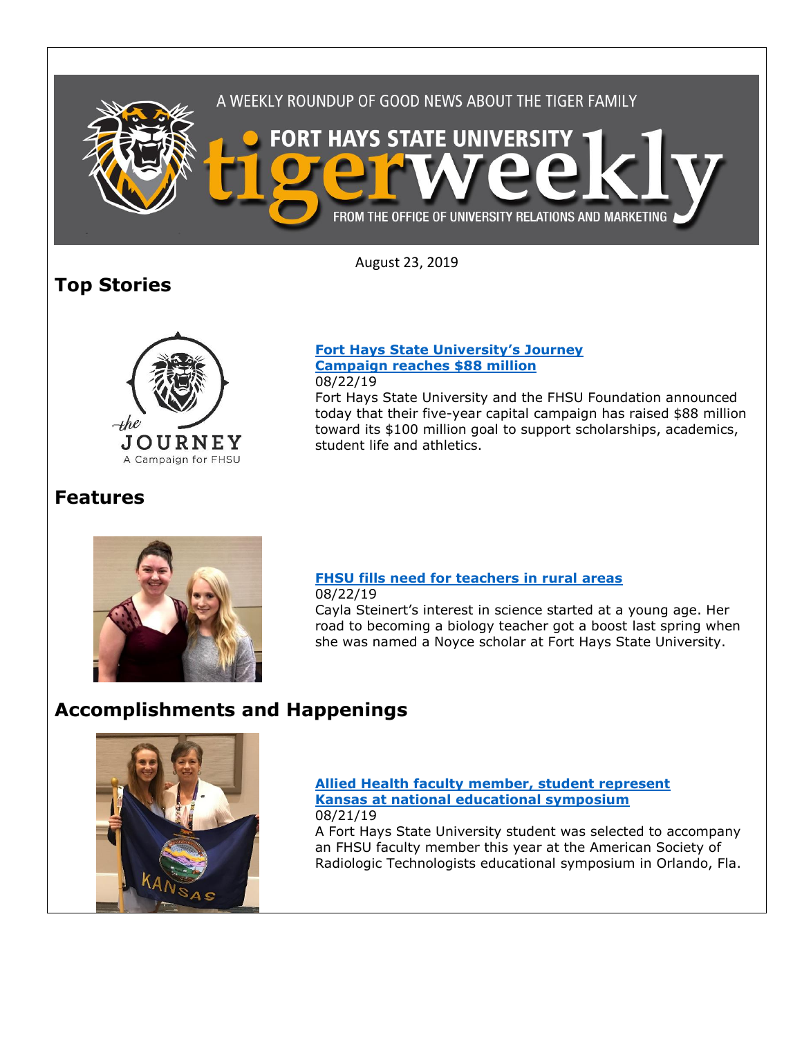A WEEKLY ROUNDUP OF GOOD NEWS ABOUT THE TIGER FAMILY

# FORT HAYS STATE UNIVERSITY tigerweekly

FROM THE OFFICE OF UNIVERSITY RELATIONS AND MARKETING

August 23, 2019

## Top Stories

the JOURNEY
A Campaign for FHSU

**Fort Hays State University's Journey Campaign reaches $88 million**
08/22/19
Fort Hays State University and the FHSU Foundation announced today that their five-year capital campaign has raised $88 million toward its $100 million goal to support scholarships, academics, student life and athletics.

## Features

**FHSU fills need for teachers in rural areas**
08/22/19
Cayla Steinert's interest in science started at a young age. Her road to becoming a biology teacher got a boost last spring when she was named a Noyce scholar at Fort Hays State University.

## Accomplishments and Happenings

**Allied Health faculty member, student represent Kansas at national educational symposium**
08/21/19
A Fort Hays State University student was selected to accompany an FHSU faculty member this year at the American Society of Radiologic Technologists educational symposium in Orlando, Fla.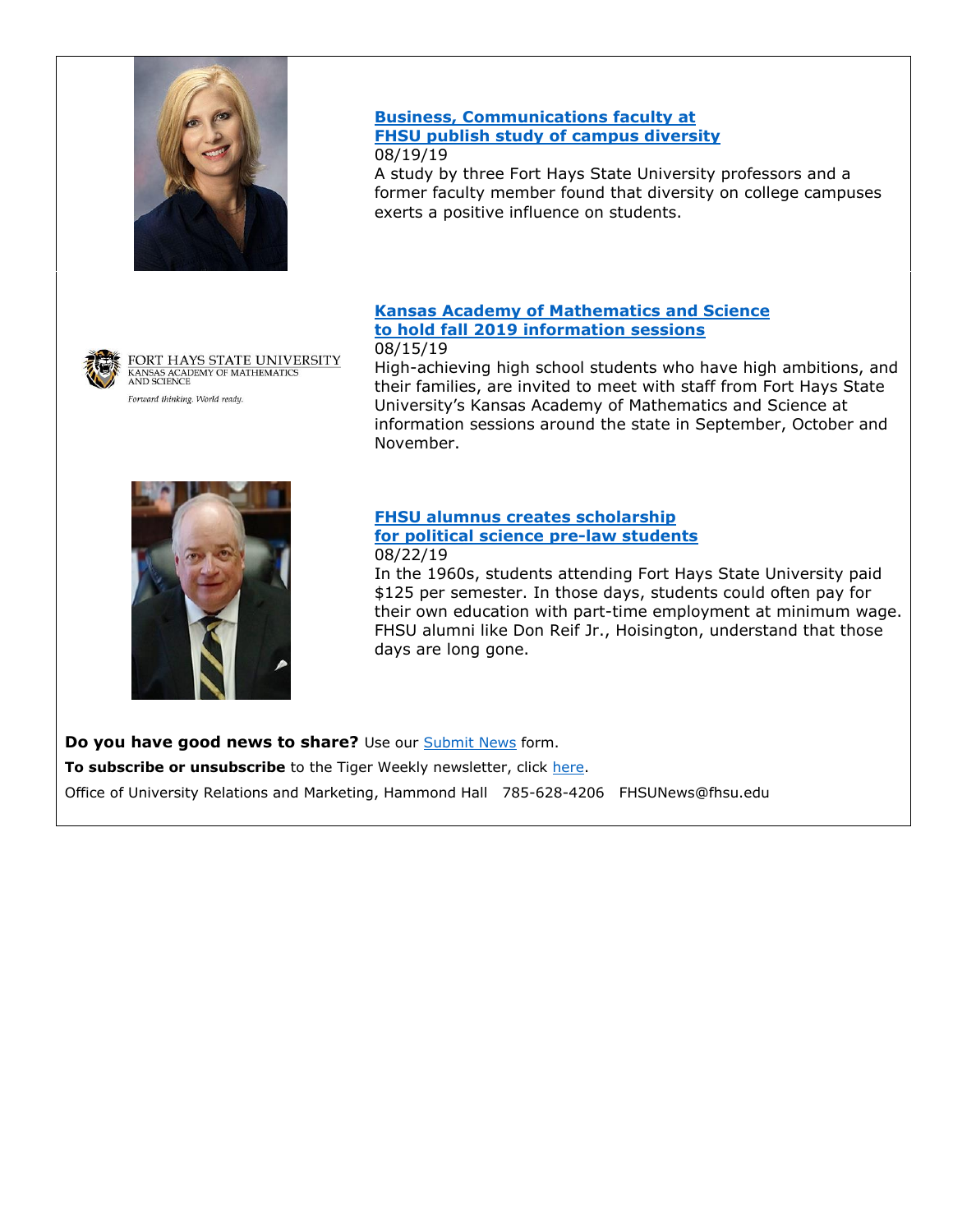**Business, Communications faculty at FHSU publish study of campus diversity**
08/19/19
A study by three Fort Hays State University professors and a former faculty member found that diversity on college campuses exerts a positive influence on students.

**Kansas Academy of Mathematics and Science to hold fall 2019 information sessions**
08/15/19
High-achieving high school students who have high ambitions, and their families, are invited to meet with staff from Fort Hays State University's Kansas Academy of Mathematics and Science at information sessions around the state in September, October and November.

**FHSU alumnus creates scholarship for political science pre-law students**
08/22/19
In the 1960s, students attending Fort Hays State University paid $125 per semester. In those days, students could often pay for their own education with part-time employment at minimum wage. FHSU alumni like Don Reif Jr., Hoisington, understand that those days are long gone.

**Do you have good news to share?** Use our Submit News form.

**To subscribe or unsubscribe** to the Tiger Weekly newsletter, click here.

Office of University Relations and Marketing, Hammond Hall 785-628-4206 FHSUNews@fhsu.edu